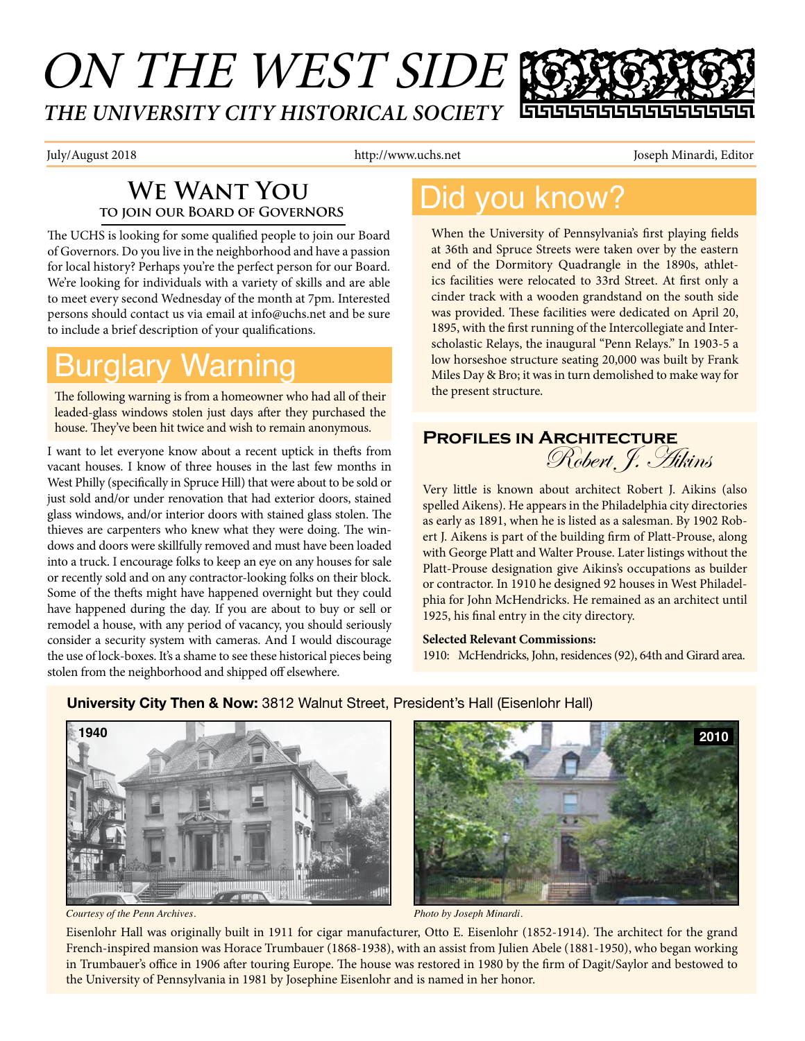# ON THE WEST SIDE

## THE UNIVERSITY CITY HISTORICAL SOCIETY

July/August 2018 http://www.uchs.net Joseph Minardi, Editor

## We Want You to join our Board of Governors

The UCHS is looking for some qualified people to join our Board of Governors. Do you live in the neighborhood and have a passion for local history? Perhaps you're the perfect person for our Board. We're looking for individuals with a variety of skills and are able to meet every second Wednesday of the month at 7pm. Interested persons should contact us via email at info@uchs.net and be sure to include a brief description of your qualifications.

## Burglary Warning

The following warning is from a homeowner who had all of their leaded-glass windows stolen just days after they purchased the house. They've been hit twice and wish to remain anonymous.

I want to let everyone know about a recent uptick in thefts from vacant houses. I know of three houses in the last few months in West Philly (specifically in Spruce Hill) that were about to be sold or just sold and/or under renovation that had exterior doors, stained glass windows, and/or interior doors with stained glass stolen. The thieves are carpenters who knew what they were doing. The windows and doors were skillfully removed and must have been loaded into a truck. I encourage folks to keep an eye on any houses for sale or recently sold and on any contractor-looking folks on their block. Some of the thefts might have happened overnight but they could have happened during the day. If you are about to buy or sell or remodel a house, with any period of vacancy, you should seriously consider a security system with cameras. And I would discourage the use of lock-boxes. It's a shame to see these historical pieces being stolen from the neighborhood and shipped off elsewhere.

## Did you know?

When the University of Pennsylvania's first playing fields at 36th and Spruce Streets were taken over by the eastern end of the Dormitory Quadrangle in the 1890s, athletics facilities were relocated to 33rd Street. At first only a cinder track with a wooden grandstand on the south side was provided. These facilities were dedicated on April 20, 1895, with the first running of the Intercollegiate and Interscholastic Relays, the inaugural "Penn Relays." In 1903-5 a low horseshoe structure seating 20,000 was built by Frank Miles Day & Bro; it was in turn demolished to make way for the present structure.

## Profiles in Architecture
### *Robert J. Aikins*

Very little is known about architect Robert J. Aikins (also spelled Aikens). He appears in the Philadelphia city directories as early as 1891, when he is listed as a salesman. By 1902 Robert J. Aikens is part of the building firm of Platt-Prouse, along with George Platt and Walter Prouse. Later listings without the Platt-Prouse designation give Aikins's occupations as builder or contractor. In 1910 he designed 92 houses in West Philadelphia for John McHendricks. He remained as an architect until 1925, his final entry in the city directory.

**Selected Relevant Commissions:**

1910: McHendricks, John, residences (92), 64th and Girard area.

**University City Then & Now:** 3812 Walnut Street, President's Hall (Eisenlohr Hall)

1940

*Courtesy of the Penn Archives.*

2010

*Photo by Joseph Minardi.*

Eisenlohr Hall was originally built in 1911 for cigar manufacturer, Otto E. Eisenlohr (1852-1914). The architect for the grand French-inspired mansion was Horace Trumbauer (1868-1938), with an assist from Julien Abele (1881-1950), who began working in Trumbauer's office in 1906 after touring Europe. The house was restored in 1980 by the firm of Dagit/Saylor and bestowed to the University of Pennsylvania in 1981 by Josephine Eisenlohr and is named in her honor.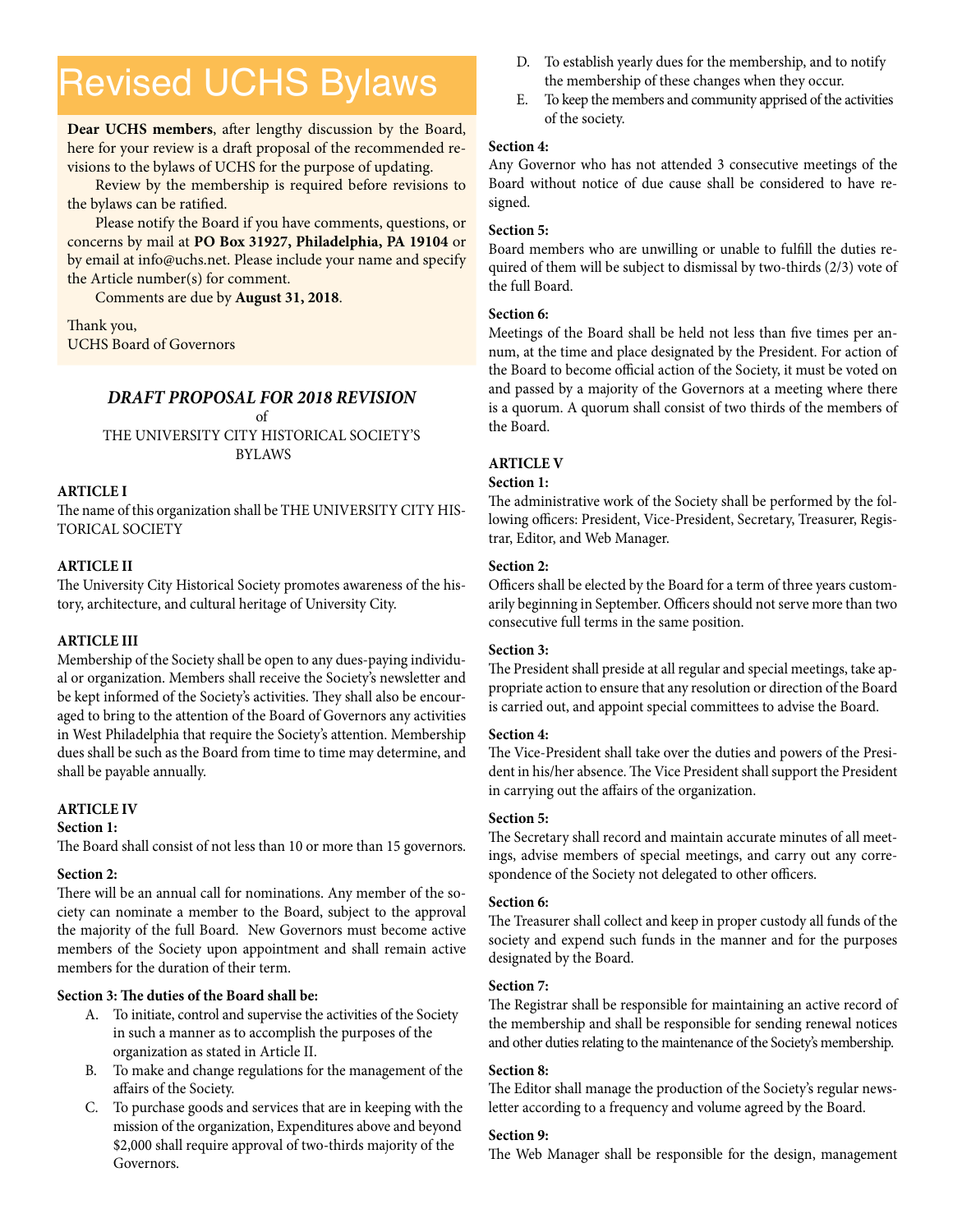# Revised UCHS Bylaws

**Dear UCHS members**, after lengthy discussion by the Board, here for your review is a draft proposal of the recommended revisions to the bylaws of UCHS for the purpose of updating.

Review by the membership is required before revisions to the bylaws can be ratified.

Please notify the Board if you have comments, questions, or concerns by mail at **PO Box 31927, Philadelphia, PA 19104** or by email at info@uchs.net. Please include your name and specify the Article number(s) for comment.

Comments are due by **August 31, 2018**.

Thank you,
UCHS Board of Governors

***DRAFT PROPOSAL FOR 2018 REVISION***

of

THE UNIVERSITY CITY HISTORICAL SOCIETY'S BYLAWS

**ARTICLE I**

The name of this organization shall be THE UNIVERSITY CITY HISTORICAL SOCIETY

**ARTICLE II**

The University City Historical Society promotes awareness of the history, architecture, and cultural heritage of University City.

**ARTICLE III**

Membership of the Society shall be open to any dues-paying individual or organization. Members shall receive the Society's newsletter and be kept informed of the Society's activities. They shall also be encouraged to bring to the attention of the Board of Governors any activities in West Philadelphia that require the Society's attention. Membership dues shall be such as the Board from time to time may determine, and shall be payable annually.

**ARTICLE IV**

**Section 1:**

The Board shall consist of not less than 10 or more than 15 governors.

**Section 2:**

There will be an annual call for nominations. Any member of the society can nominate a member to the Board, subject to the approval the majority of the full Board. New Governors must become active members of the Society upon appointment and shall remain active members for the duration of their term.

**Section 3: The duties of the Board shall be:**

A. To initiate, control and supervise the activities of the Society in such a manner as to accomplish the purposes of the organization as stated in Article II.
B. To make and change regulations for the management of the affairs of the Society.
C. To purchase goods and services that are in keeping with the mission of the organization, Expenditures above and beyond $2,000 shall require approval of two-thirds majority of the Governors.
D. To establish yearly dues for the membership, and to notify the membership of these changes when they occur.
E. To keep the members and community apprised of the activities of the society.

**Section 4:**

Any Governor who has not attended 3 consecutive meetings of the Board without notice of due cause shall be considered to have resigned.

**Section 5:**

Board members who are unwilling or unable to fulfill the duties required of them will be subject to dismissal by two-thirds (2/3) vote of the full Board.

**Section 6:**

Meetings of the Board shall be held not less than five times per annum, at the time and place designated by the President. For action of the Board to become official action of the Society, it must be voted on and passed by a majority of the Governors at a meeting where there is a quorum. A quorum shall consist of two thirds of the members of the Board.

**ARTICLE V**

**Section 1:**

The administrative work of the Society shall be performed by the following officers: President, Vice-President, Secretary, Treasurer, Registrar, Editor, and Web Manager.

**Section 2:**

Officers shall be elected by the Board for a term of three years customarily beginning in September. Officers should not serve more than two consecutive full terms in the same position.

**Section 3:**

The President shall preside at all regular and special meetings, take appropriate action to ensure that any resolution or direction of the Board is carried out, and appoint special committees to advise the Board.

**Section 4:**

The Vice-President shall take over the duties and powers of the President in his/her absence. The Vice President shall support the President in carrying out the affairs of the organization.

**Section 5:**

The Secretary shall record and maintain accurate minutes of all meetings, advise members of special meetings, and carry out any correspondence of the Society not delegated to other officers.

**Section 6:**

The Treasurer shall collect and keep in proper custody all funds of the society and expend such funds in the manner and for the purposes designated by the Board.

**Section 7:**

The Registrar shall be responsible for maintaining an active record of the membership and shall be responsible for sending renewal notices and other duties relating to the maintenance of the Society's membership.

**Section 8:**

The Editor shall manage the production of the Society's regular newsletter according to a frequency and volume agreed by the Board.

**Section 9:**

The Web Manager shall be responsible for the design, management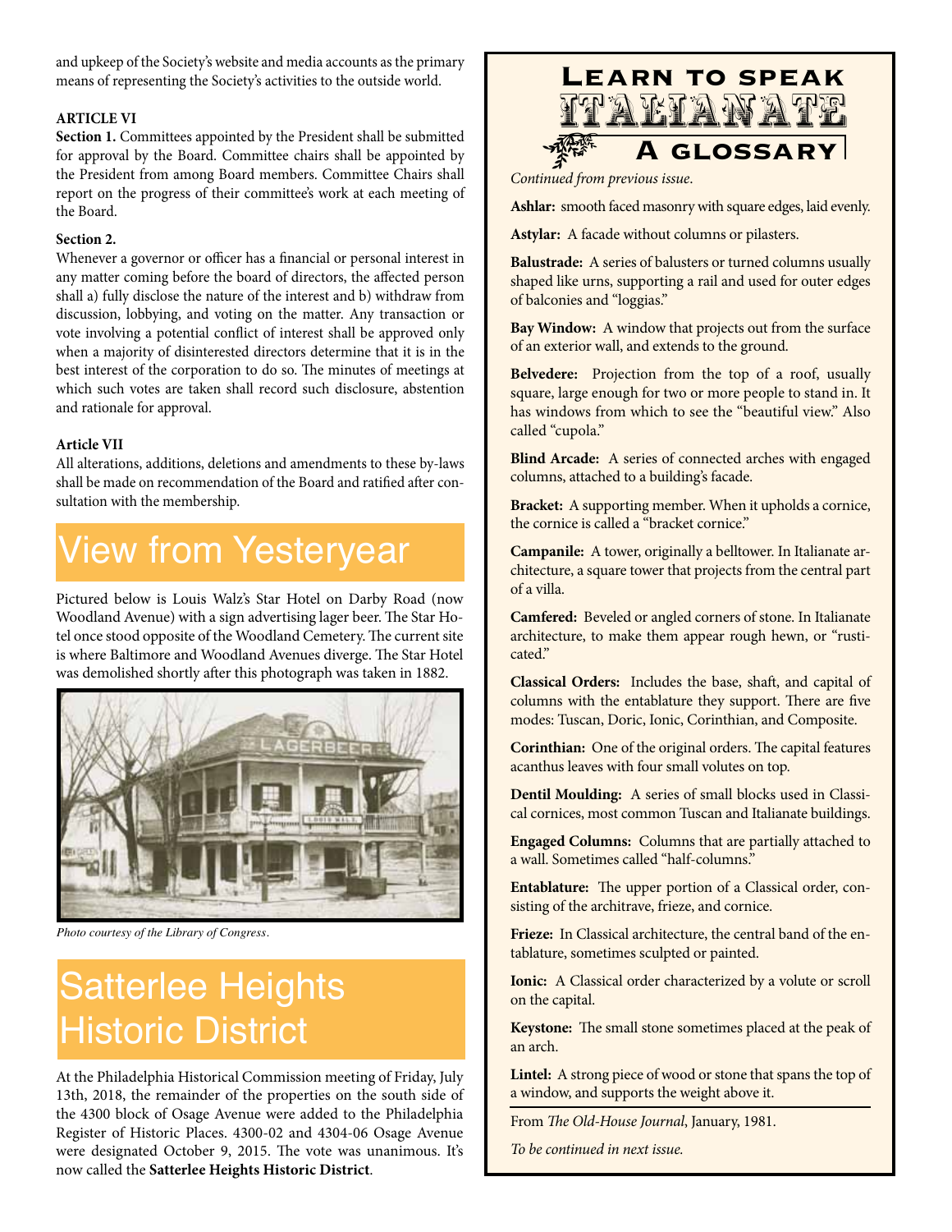and upkeep of the Society's website and media accounts as the primary means of representing the Society's activities to the outside world.

**ARTICLE VI**

**Section 1.** Committees appointed by the President shall be submitted for approval by the Board. Committee chairs shall be appointed by the President from among Board members. Committee Chairs shall report on the progress of their committee's work at each meeting of the Board.

**Section 2.**

Whenever a governor or officer has a financial or personal interest in any matter coming before the board of directors, the affected person shall a) fully disclose the nature of the interest and b) withdraw from discussion, lobbying, and voting on the matter. Any transaction or vote involving a potential conflict of interest shall be approved only when a majority of disinterested directors determine that it is in the best interest of the corporation to do so. The minutes of meetings at which such votes are taken shall record such disclosure, abstention and rationale for approval.

**Article VII**

All alterations, additions, deletions and amendments to these by-laws shall be made on recommendation of the Board and ratified after consultation with the membership.

# View from Yesteryear

Pictured below is Louis Walz's Star Hotel on Darby Road (now Woodland Avenue) with a sign advertising lager beer. The Star Hotel once stood opposite of the Woodland Cemetery. The current site is where Baltimore and Woodland Avenues diverge. The Star Hotel was demolished shortly after this photograph was taken in 1882.

*Photo courtesy of the Library of Congress.*

# Satterlee Heights Historic District

At the Philadelphia Historical Commission meeting of Friday, July 13th, 2018, the remainder of the properties on the south side of the 4300 block of Osage Avenue were added to the Philadelphia Register of Historic Places. 4300-02 and 4304-06 Osage Avenue were designated October 9, 2015. The vote was unanimous. It's now called the **Satterlee Heights Historic District**.

# Learn to speak Italianate — A Glossary

*Continued from previous issue.*

**Ashlar:** smooth faced masonry with square edges, laid evenly.

**Astylar:** A facade without columns or pilasters.

**Balustrade:** A series of balusters or turned columns usually shaped like urns, supporting a rail and used for outer edges of balconies and "loggias."

**Bay Window:** A window that projects out from the surface of an exterior wall, and extends to the ground.

**Belvedere:** Projection from the top of a roof, usually square, large enough for two or more people to stand in. It has windows from which to see the "beautiful view." Also called "cupola."

**Blind Arcade:** A series of connected arches with engaged columns, attached to a building's facade.

**Bracket:** A supporting member. When it upholds a cornice, the cornice is called a "bracket cornice."

**Campanile:** A tower, originally a belltower. In Italianate architecture, a square tower that projects from the central part of a villa.

**Camfered:** Beveled or angled corners of stone. In Italianate architecture, to make them appear rough hewn, or "rusticated."

**Classical Orders:** Includes the base, shaft, and capital of columns with the entablature they support. There are five modes: Tuscan, Doric, Ionic, Corinthian, and Composite.

**Corinthian:** One of the original orders. The capital features acanthus leaves with four small volutes on top.

**Dentil Moulding:** A series of small blocks used in Classical cornices, most common Tuscan and Italianate buildings.

**Engaged Columns:** Columns that are partially attached to a wall. Sometimes called "half-columns."

**Entablature:** The upper portion of a Classical order, consisting of the architrave, frieze, and cornice.

**Frieze:** In Classical architecture, the central band of the entablature, sometimes sculpted or painted.

**Ionic:** A Classical order characterized by a volute or scroll on the capital.

**Keystone:** The small stone sometimes placed at the peak of an arch.

**Lintel:** A strong piece of wood or stone that spans the top of a window, and supports the weight above it.

From *The Old-House Journal*, January, 1981.

*To be continued in next issue.*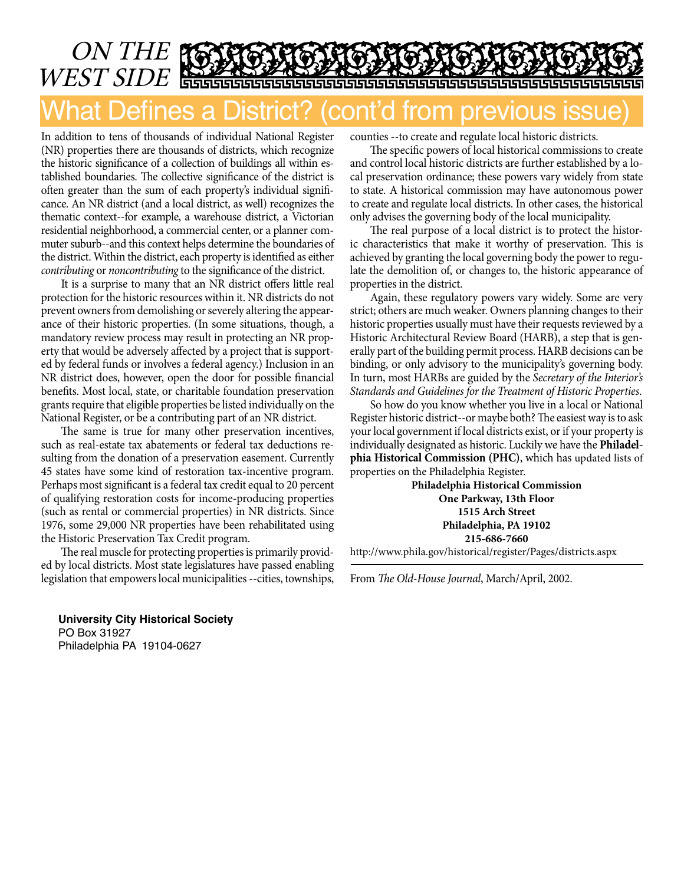ON THE WEST SIDE

# What Defines a District? (cont'd from previous issue)

In addition to tens of thousands of individual National Register (NR) properties there are thousands of districts, which recognize the historic significance of a collection of buildings all within established boundaries. The collective significance of the district is often greater than the sum of each property's individual significance. An NR district (and a local district, as well) recognizes the thematic context--for example, a warehouse district, a Victorian residential neighborhood, a commercial center, or a planner commuter suburb--and this context helps determine the boundaries of the district. Within the district, each property is identified as either *contributing* or *noncontributing* to the significance of the district.

It is a surprise to many that an NR district offers little real protection for the historic resources within it. NR districts do not prevent owners from demolishing or severely altering the appearance of their historic properties. (In some situations, though, a mandatory review process may result in protecting an NR property that would be adversely affected by a project that is supported by federal funds or involves a federal agency.) Inclusion in an NR district does, however, open the door for possible financial benefits. Most local, state, or charitable foundation preservation grants require that eligible properties be listed individually on the National Register, or be a contributing part of an NR district.

The same is true for many other preservation incentives, such as real-estate tax abatements or federal tax deductions resulting from the donation of a preservation easement. Currently 45 states have some kind of restoration tax-incentive program. Perhaps most significant is a federal tax credit equal to 20 percent of qualifying restoration costs for income-producing properties (such as rental or commercial properties) in NR districts. Since 1976, some 29,000 NR properties have been rehabilitated using the Historic Preservation Tax Credit program.

The real muscle for protecting properties is primarily provided by local districts. Most state legislatures have passed enabling legislation that empowers local municipalities --cities, townships, counties --to create and regulate local historic districts.

The specific powers of local historical commissions to create and control local historic districts are further established by a local preservation ordinance; these powers vary widely from state to state. A historical commission may have autonomous power to create and regulate local districts. In other cases, the historical only advises the governing body of the local municipality.

The real purpose of a local district is to protect the historic characteristics that make it worthy of preservation. This is achieved by granting the local governing body the power to regulate the demolition of, or changes to, the historic appearance of properties in the district.

Again, these regulatory powers vary widely. Some are very strict; others are much weaker. Owners planning changes to their historic properties usually must have their requests reviewed by a Historic Architectural Review Board (HARB), a step that is generally part of the building permit process. HARB decisions can be binding, or only advisory to the municipality's governing body. In turn, most HARBs are guided by the *Secretary of the Interior's Standards and Guidelines for the Treatment of Historic Properties*.

So how do you know whether you live in a local or National Register historic district--or maybe both? The easiest way is to ask your local government if local districts exist, or if your property is individually designated as historic. Luckily we have the **Philadelphia Historical Commission (PHC)**, which has updated lists of properties on the Philadelphia Register.

**Philadelphia Historical Commission**
**One Parkway, 13th Floor**
**1515 Arch Street**
**Philadelphia, PA 19102**
**215-686-7660**

http://www.phila.gov/historical/register/Pages/districts.aspx

---

From *The Old-House Journal*, March/April, 2002.

**University City Historical Society**
PO Box 31927
Philadelphia PA 19104-0627